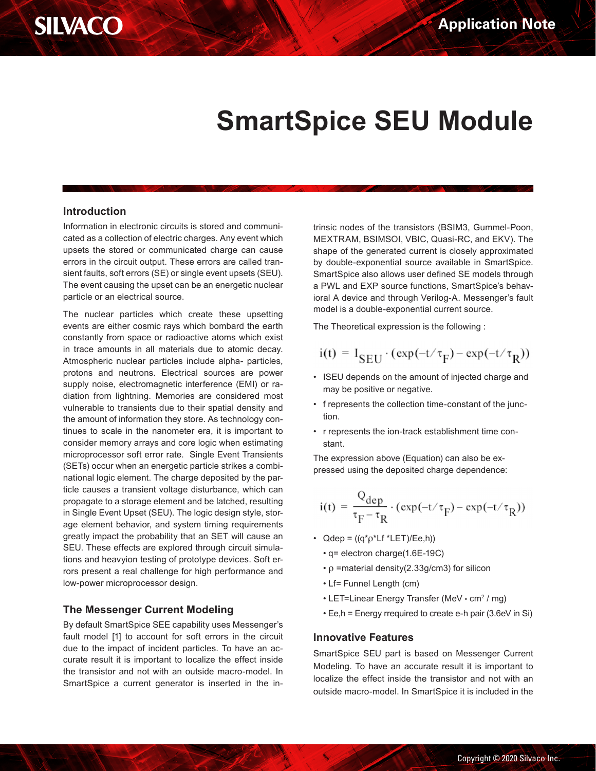# SmartSpice SEU Module

## Introduction

Information in electronic circuits is stored and communicated as a collection of electric charges. Any event which upsets the stored or communicated charge can cause errors in the circuit output. These errors are called transient faults, soft errors (SE) or single event upsets (SEU). The event causing the upset can be an energetic nuclear particle or an electrical source.

The nuclear particles which create these upsetting events are either cosmic rays which bombard the earth constantly from space or radioactive atoms which exist in trace amounts in all materials due to atomic decay. Atmospheric nuclear particles include alpha- particles, protons and neutrons. Electrical sources are power supply noise, electromagnetic interference (EMI) or radiation from lightning. Memories are considered most vulnerable to transients due to their spatial density and the amount of information they store. As technology continues to scale in the nanometer era, it is important to consider memory arrays and core logic when estimating microprocessor soft error rate. Single Event Transients (SETs) occur when an energetic particle strikes a combinational logic element. The charge deposited by the particle causes a transient voltage disturbance, which can propagate to a storage element and be latched, resulting in Single Event Upset (SEU). The logic design style, storage element behavior, and system timing requirements greatly impact the probability that an SET will cause an SEU. These effects are explored through circuit simulations and heavyion testing of prototype devices. Soft errors present a real challenge for high performance and low-power microprocessor design.

## The Messenger Current Modeling

By default SmartSpice SEE capability uses Messenger's fault model [1] to account for soft errors in the circuit due to the impact of incident particles. To have an accurate result it is important to localize the effect inside the transistor and not with an outside macro-model. In SmartSpice a current generator is inserted in the intrinsic nodes of the transistors (BSIM3, Gummel-Poon, MEXTRAM, BSIMSOI, VBIC, Quasi-RC, and EKV). The shape of the generated current is closely approximated by double-exponential source available in SmartSpice. SmartSpice also allows user defined SE models through a PWL and EXP source functions, SmartSpice's behavioral A device and through Verilog-A. Messenger's fault model is a double-exponential current source.

The Theoretical expression is the following :

$$i(t) = I_{SEU} \cdot (\exp(-t/\tau_F) - \exp(-t/\tau_R))$$

- ISEU depends on the amount of injected charge and may be positive or negative.
- f represents the collection time-constant of the junction.
- r represents the ion-track establishment time constant.

The expression above (Equation) can also be expressed using the deposited charge dependence:

$$i(t) = \frac{Q_{dep}}{\tau_F - \tau_R} \cdot (\exp(-t/\tau_F) - \exp(-t/\tau_R))$$

- Qdep = ((q*ρ*Lf *LET)/Ee,h))
  - q= electron charge(1.6E-19C)
  - ρ =material density(2.33g/cm3) for silicon
  - Lf= Funnel Length (cm)
  - LET=Linear Energy Transfer (MeV • $cm^2$ / mg)
  - Ee,h = Energy rrequired to create e-h pair (3.6eV in Si)

## Innovative Features

SmartSpice SEU part is based on Messenger Current Modeling. To have an accurate result it is important to localize the effect inside the transistor and not with an outside macro-model. In SmartSpice it is included in the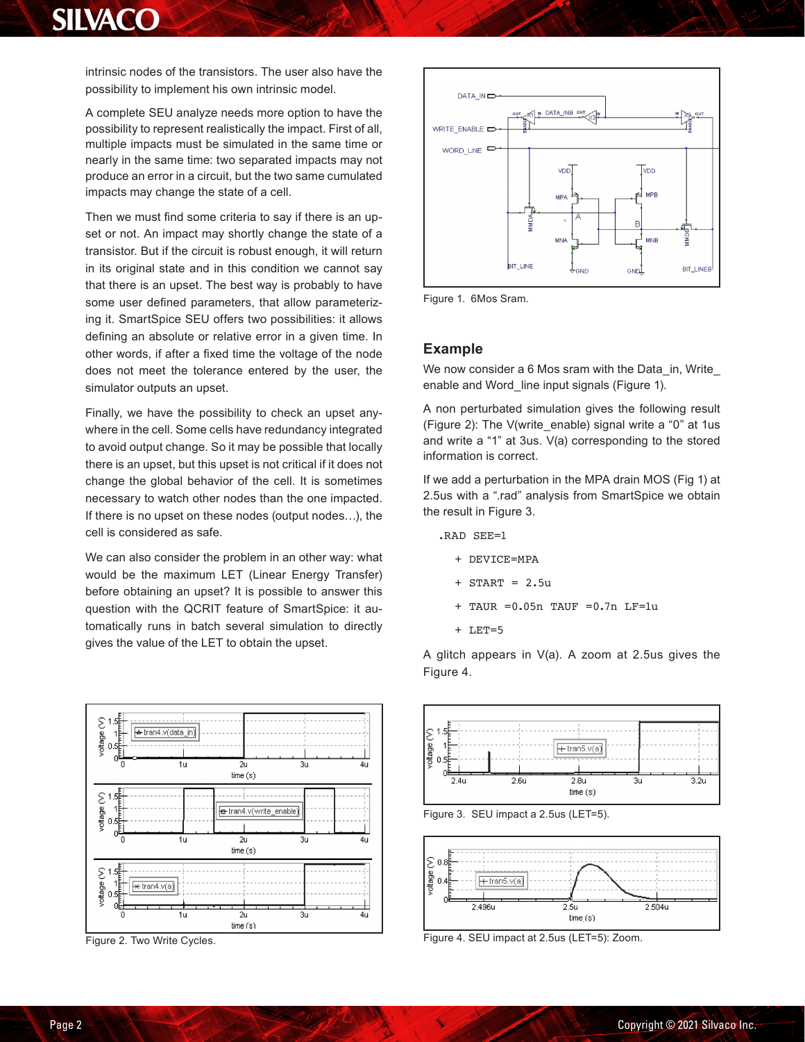intrinsic nodes of the transistors. The user also have the possibility to implement his own intrinsic model.

A complete SEU analyze needs more option to have the possibility to represent realistically the impact. First of all, multiple impacts must be simulated in the same time or nearly in the same time: two separated impacts may not produce an error in a circuit, but the two same cumulated impacts may change the state of a cell.

Then we must find some criteria to say if there is an upset or not. An impact may shortly change the state of a transistor. But if the circuit is robust enough, it will return in its original state and in this condition we cannot say that there is an upset. The best way is probably to have some user defined parameters, that allow parameterizing it. SmartSpice SEU offers two possibilities: it allows defining an absolute or relative error in a given time. In other words, if after a fixed time the voltage of the node does not meet the tolerance entered by the user, the simulator outputs an upset.

Finally, we have the possibility to check an upset anywhere in the cell. Some cells have redundancy integrated to avoid output change. So it may be possible that locally there is an upset, but this upset is not critical if it does not change the global behavior of the cell. It is sometimes necessary to watch other nodes than the one impacted. If there is no upset on these nodes (output nodes…), the cell is considered as safe.

We can also consider the problem in an other way: what would be the maximum LET (Linear Energy Transfer) before obtaining an upset? It is possible to answer this question with the QCRIT feature of SmartSpice: it automatically runs in batch several simulation to directly gives the value of the LET to obtain the upset.

Figure 2. Two Write Cycles.

Figure 1. 6Mos Sram.

## Example

We now consider a 6 Mos sram with the Data_in, Write_enable and Word_line input signals (Figure 1).

A non perturbated simulation gives the following result (Figure 2): The V(write_enable) signal write a "0" at 1us and write a "1" at 3us. V(a) corresponding to the stored information is correct.

If we add a perturbation in the MPA drain MOS (Fig 1) at 2.5us with a ".rad" analysis from SmartSpice we obtain the result in Figure 3.

```
.RAD SEE=1
   + DEVICE=MPA
   + START = 2.5u
   + TAUR =0.05n TAUF =0.7n LF=1u
   + LET=5
```

A glitch appears in V(a). A zoom at 2.5us gives the Figure 4.

Figure 3. SEU impact a 2.5us (LET=5).

Figure 4. SEU impact at 2.5us (LET=5): Zoom.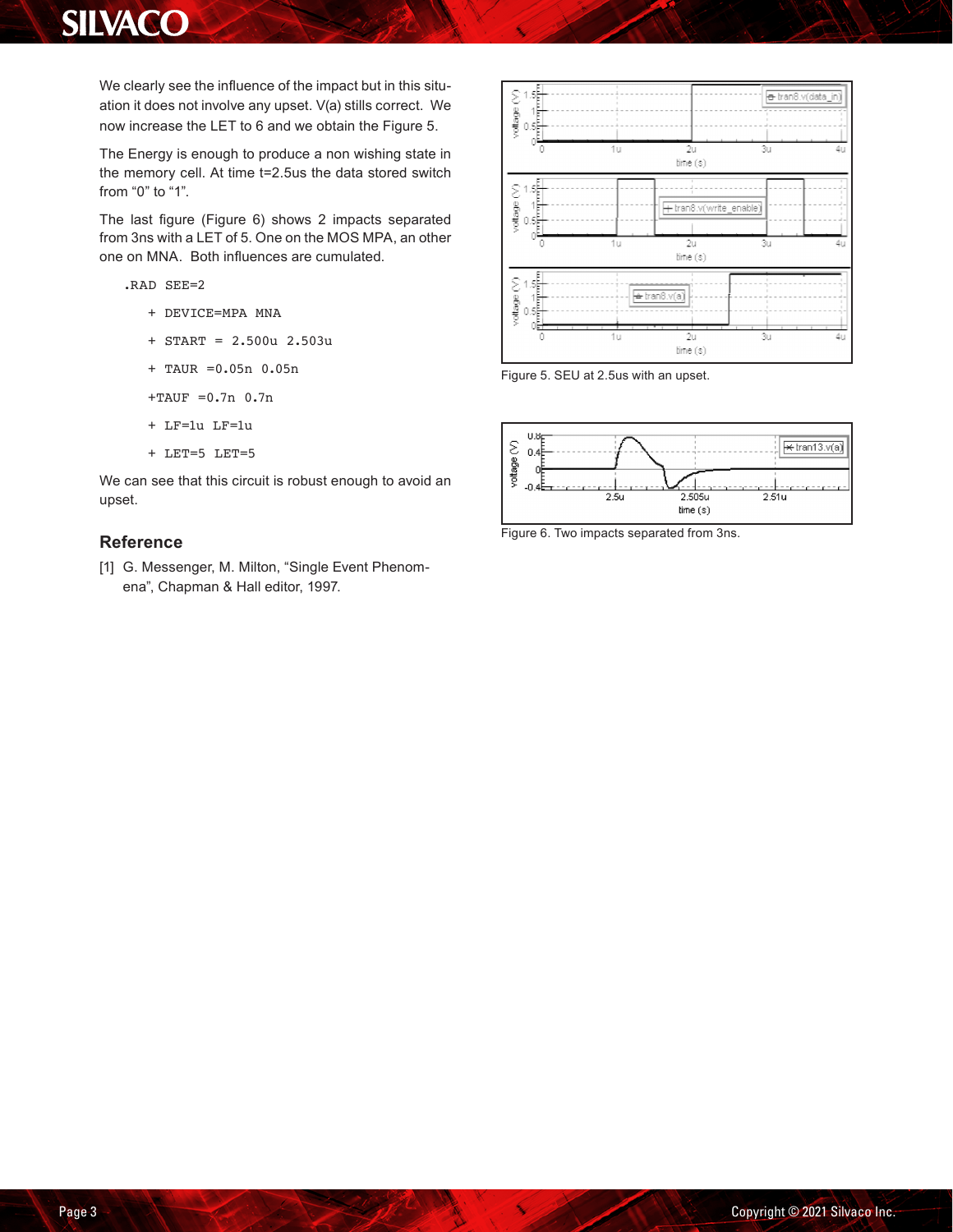We clearly see the influence of the impact but in this situation it does not involve any upset. V(a) stills correct. We now increase the LET to 6 and we obtain the Figure 5.

The Energy is enough to produce a non wishing state in the memory cell. At time t=2.5us the data stored switch from “0” to “1”.

The last figure (Figure 6) shows 2 impacts separated from 3ns with a LET of 5. One on the MOS MPA, an other one on MNA. Both influences are cumulated.

```
.RAD SEE=2
    + DEVICE=MPA MNA
    + START = 2.500u 2.503u
    + TAUR =0.05n 0.05n
    +TAUF =0.7n 0.7n
    + LF=1u LF=1u
    + LET=5 LET=5
```

We can see that this circuit is robust enough to avoid an upset.

## Reference

[1] G. Messenger, M. Milton, “Single Event Phenomena”, Chapman & Hall editor, 1997.

voltage (V)
1.5
1
0.5
0
0
1u
2u
3u
4u
time (s)
tran8.v(data_in)

voltage (V)
1.5
1
0.5
0
0
1u
2u
3u
4u
time (s)
tran8.v(write_enable)

voltage (V)
1.5
1
0.5
0
0
1u
2u
3u
4u
time (s)
tran8.v(a)

Figure 5. SEU at 2.5us with an upset.

voltage (V)
0.8
0.4
0
-0.4
2.5u
2.505u
2.51u
time (s)
tran13.v(a)

Figure 6. Two impacts separated from 3ns.